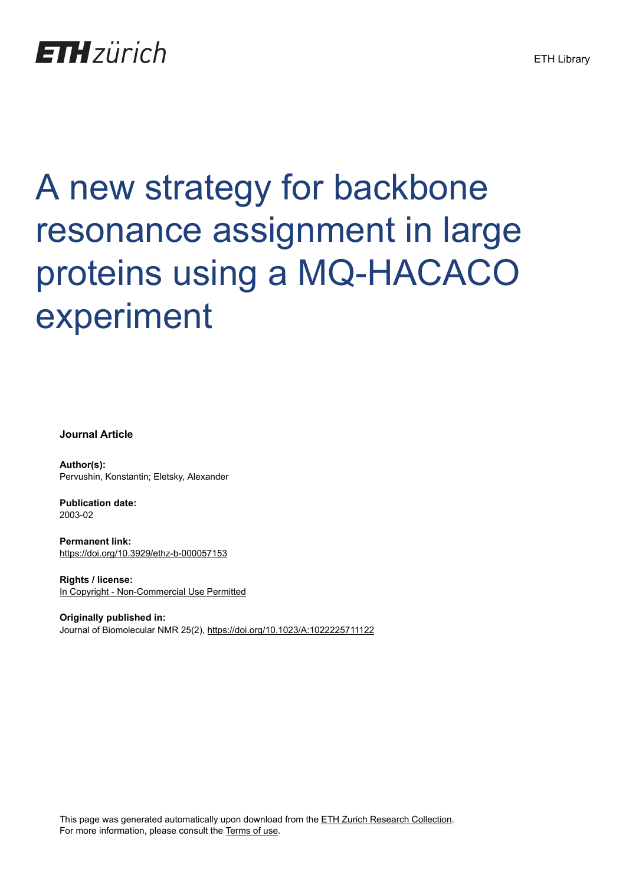ETH zürich

ETH Library

# A new strategy for backbone resonance assignment in large proteins using a MQ-HACACO experiment

**Journal Article**

**Author(s):**
Pervushin, Konstantin; Eletsky, Alexander

**Publication date:**
2003-02

**Permanent link:**
https://doi.org/10.3929/ethz-b-000057153

**Rights / license:**
In Copyright - Non-Commercial Use Permitted

**Originally published in:**
Journal of Biomolecular NMR 25(2), https://doi.org/10.1023/A:1022225711122

This page was generated automatically upon download from the ETH Zurich Research Collection.
For more information, please consult the Terms of use.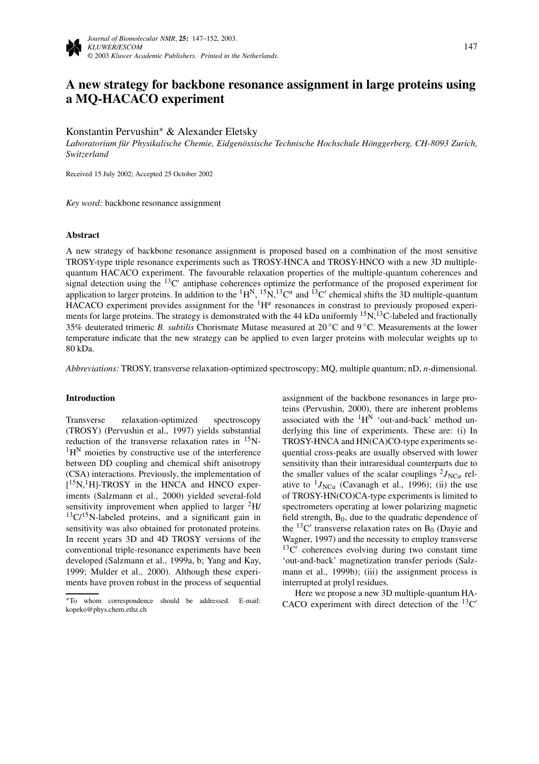# A new strategy for backbone resonance assignment in large proteins using a MQ-HACACO experiment

Konstantin Pervushin* & Alexander Eletsky

*Laboratorium für Physikalische Chemie, Eidgenössische Technische Hochschule Hönggerberg, CH-8093 Zurich, Switzerland*

Received 15 July 2002; Accepted 25 October 2002

*Key word:* backbone resonance assignment

## Abstract

A new strategy of backbone resonance assignment is proposed based on a combination of the most sensitive TROSY-type triple resonance experiments such as TROSY-HNCA and TROSY-HNCO with a new 3D multiple-quantum HACACO experiment. The favourable relaxation properties of the multiple-quantum coherences and signal detection using the $^{13}C'$ antiphase coherences optimize the performance of the proposed experiment for application to larger proteins. In addition to the $^{1}H^{N}$, $^{15}N$,$^{13}C^{\alpha}$ and $^{13}C'$ chemical shifts the 3D multiple-quantum HACACO experiment provides assignment for the $^{1}H^{\alpha}$ resonances in constrast to previously proposed experiments for large proteins. The strategy is demonstrated with the 44 kDa uniformly $^{15}N$,$^{13}C$-labeled and fractionally 35% deuterated trimeric *B. subtilis* Chorismate Mutase measured at 20 °C and 9 °C. Measurements at the lower temperature indicate that the new strategy can be applied to even larger proteins with molecular weights up to 80 kDa.

*Abbreviations:* TROSY, transverse relaxation-optimized spectroscopy; MQ, multiple quantum; nD, *n*-dimensional.

## Introduction

Transverse relaxation-optimized spectroscopy (TROSY) (Pervushin et al., 1997) yields substantial reduction of the transverse relaxation rates in $^{15}N$-$^{1}H^{N}$ moieties by constructive use of the interference between DD coupling and chemical shift anisotropy (CSA) interactions. Previously, the implementation of [$^{15}N$,$^{1}H$]-TROSY in the HNCA and HNCO experiments (Salzmann et al., 2000) yielded several-fold sensitivity improvement when applied to larger $^{2}H$/$^{13}C$/$^{15}N$-labeled proteins, and a significant gain in sensitivity was also obtained for protonated proteins. In recent years 3D and 4D TROSY versions of the conventional triple-resonance experiments have been developed (Salzmann et al., 1999a, b; Yang and Kay, 1999; Mulder et al., 2000). Although these experiments have proven robust in the process of sequential assignment of the backbone resonances in large proteins (Pervushin, 2000), there are inherent problems associated with the $^{1}H^{N}$ 'out-and-back' method underlying this line of experiments. These are: (i) In TROSY-HNCA and HN(CA)CO-type experiments sequential cross-peaks are usually observed with lower sensitivity than their intraresidual counterparts due to the smaller values of the scalar couplings $^{2}J_{NC\alpha}$ relative to $^{1}J_{NC\alpha}$ (Cavanagh et al., 1996); (ii) the use of TROSY-HN(CO)CA-type experiments is limited to spectrometers operating at lower polarizing magnetic field strength, $B_0$, due to the quadratic dependence of the $^{13}C'$ transverse relaxation rates on $B_0$ (Dayie and Wagner, 1997) and the necessity to employ transverse $^{13}C'$ coherences evolving during two constant time 'out-and-back' magnetization transfer periods (Salzmann et al., 1999b); (iii) the assignment process is interrupted at prolyl residues.

Here we propose a new 3D multiple-quantum HACACO experiment with direct detection of the $^{13}C'$

*To whom correspondence should be addressed. E-mail: kopeko@phys.chem.ethz.ch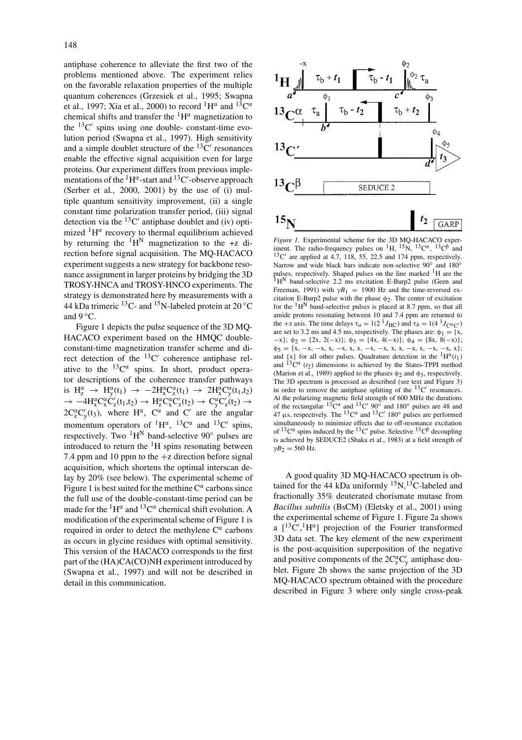antiphase coherence to alleviate the first two of the problems mentioned above. The experiment relies on the favorable relaxation properties of the multiple quantum coherences (Grzesiek et al., 1995; Swapna et al., 1997; Xia et al., 2000) to record $^{1}H^{\alpha}$ and $^{13}C^{\alpha}$ chemical shifts and transfer the $^{1}H^{\alpha}$ magnetization to the $^{13}C'$ spins using one double- constant-time evolution period (Swapna et al., 1997). High sensitivity and a simple doublet structure of the $^{13}C'$ resonances enable the effective signal acquisition even for large proteins. Our experiment differs from previous implementations of the $^{1}H^{\alpha}$-start and $^{13}C'$-observe approach (Serber et al., 2000, 2001) by the use of (i) multiple quantum sensitivity improvement, (ii) a single constant time polarization transfer period, (iii) signal detection via the $^{13}C'$ antiphase doublet and (iv) optimized $^{1}H^{\alpha}$ recovery to thermal equilibrium achieved by returning the $^{1}H^{N}$ magnetization to the +z direction before signal acquisition. The MQ-HACACO experiment suggests a new strategy for backbone resonance assignment in larger proteins by bridging the 3D TROSY-HNCA and TROSY-HNCO experiments. The strategy is demonstrated here by measurements with a 44 kDa trimeric $^{13}C$- and $^{15}N$-labeled protein at 20 °C and 9 °C.

Figure 1 depicts the pulse sequence of the 3D MQ-HACACO experiment based on the HMQC double-constant-time magnetization transfer scheme and direct detection of the $^{13}C'$ coherence antiphase relative to the $^{13}C^{\alpha}$ spins. In short, product operator descriptions of the coherence transfer pathways is $H^{\alpha}_{z} \rightarrow H^{\alpha}_{y}(t_1) \rightarrow -2H^{\alpha}_{x}C^{\alpha}_{z}(t_1) \rightarrow 2H^{\alpha}_{x}C^{\alpha}_{y}(t_1,t_2) \rightarrow -4H^{\alpha}_{x}C^{\alpha}_{x}C'_{z}(t_1,t_2) \rightarrow H^{\alpha}_{z}C^{\alpha}_{x}C'_{z}(t_2) \rightarrow C^{\alpha}_{y}C'_{z}(t_2) \rightarrow 2C^{\alpha}_{z}C'_{y}(t_3)$, where $H^{\alpha}$, $C^{\alpha}$ and $C'$ are the angular momentum operators of $^{1}H^{\alpha}$, $^{13}C^{\alpha}$ and $^{13}C'$ spins, respectively. Two $^{1}H^{N}$ band-selective 90° pulses are introduced to return the $^{1}H$ spins resonating between 7.4 ppm and 10 ppm to the +z direction before signal acquisition, which shortens the optimal interscan delay by 20% (see below). The experimental scheme of Figure 1 is best suited for the methine $C^{\alpha}$ carbons since the full use of the double-constant-time period can be made for the $^{1}H^{\alpha}$ and $^{13}C^{\alpha}$ chemical shift evolution. A modification of the experimental scheme of Figure 1 is required in order to detect the methylene $C^{\alpha}$ carbons as occurs in glycine residues with optimal sensitivity. This version of the HACACO corresponds to the first part of the (HA)CA(CO)NH experiment introduced by (Swapna et al., 1997) and will not be described in detail in this communication.

*Figure 1.* Experimental scheme for the 3D MQ-HACACO experiment. The radio-frequency pulses on $^{1}H$, $^{15}N$, $^{13}C^{\alpha}$, $^{13}C^{\beta}$ and $^{13}C'$ are applied at 4.7, 118, 55, 22.5 and 174 ppm, respectively. Narrow and wide black bars indicate non-selective 90° and 180° pulses, respectively. Shaped pulses on the line marked $^{1}H$ are the $^{1}H^{N}$ band-selective 2.2 ms excitation E-Burp2 pulse (Geen and Freeman, 1991) with $\gamma B_1 = 1900$ Hz and the time-reversed excitation E-Burp2 pulse with the phase $\phi_2$. The center of excitation for the $^{1}H^{N}$ band-selective pulses is placed at 8.7 ppm, so that all amide protons resonating between 10 and 7.4 ppm are returned to the +z axis. The time delays $\tau_a = 1(2\,^{1}J_{HC})$ and $\tau_b = 1(4\,^{1}J_{C^{\alpha}C'})$ are set to 3.2 ms and 4.5 ms, respectively. The phases are: $\phi_1$ = {x, −x}; $\phi_2$ = {2x, 2(−x)}; $\phi_3$ = {4x, 4(−x)}; $\phi_4$ = {8x, 8(−x)}; $\phi_5$ = {x, −x, −x, x, −x, x, x, −x, −x, x, x, −x, x, −x, −x, x}; and {x} for all other pulses. Quadrature detection in the $^{1}H^{\alpha}(t_1)$ and $^{13}C^{\alpha}$ $(t_2)$ dimensions is achieved by the States-TPPI method (Marion et al., 1989) applied to the phases $\phi_2$ and $\phi_3$, respectively. The 3D spectrum is processed as described (see text and Figure 3) in order to remove the antiphase splitting of the $^{13}C'$ resonances. At the polarizing magnetic field strength of 600 MHz the durations of the rectangular $^{13}C^{\alpha}$ and $^{13}C'$ 90° and 180° pulses are 48 and 47 µs, respectively. The $^{13}C^{\alpha}$ and $^{13}C'$ 180° pulses are performed simultaneously to minimize effects due to off-resonance excitation of $^{13}C^{\alpha}$ spins induced by the $^{13}C'$ pulse. Selective $^{13}C^{\beta}$ decoupling is achieved by SEDUCE2 (Shaka et al., 1983) at a field strength of $\gamma B_2 = 560$ Hz.

A good quality 3D MQ-HACACO spectrum is obtained for the 44 kDa uniformly $^{15}N$,$^{13}C$-labeled and fractionally 35% deuterated chorismate mutase from *Bacillus subtilis* (BsCM) (Eletsky et al., 2001) using the experimental scheme of Figure 1. Figure 2a shows a [$^{13}C'$,$^{1}H^{\alpha}$] projection of the Fourier transformed 3D data set. The key element of the new experiment is the post-acquisition superposition of the negative and positive components of the $2C^{\alpha}_{z}C'_{y}$ antiphase doublet. Figure 2b shows the same projection of the 3D MQ-HACACO spectrum obtained with the procedure described in Figure 3 where only single cross-peak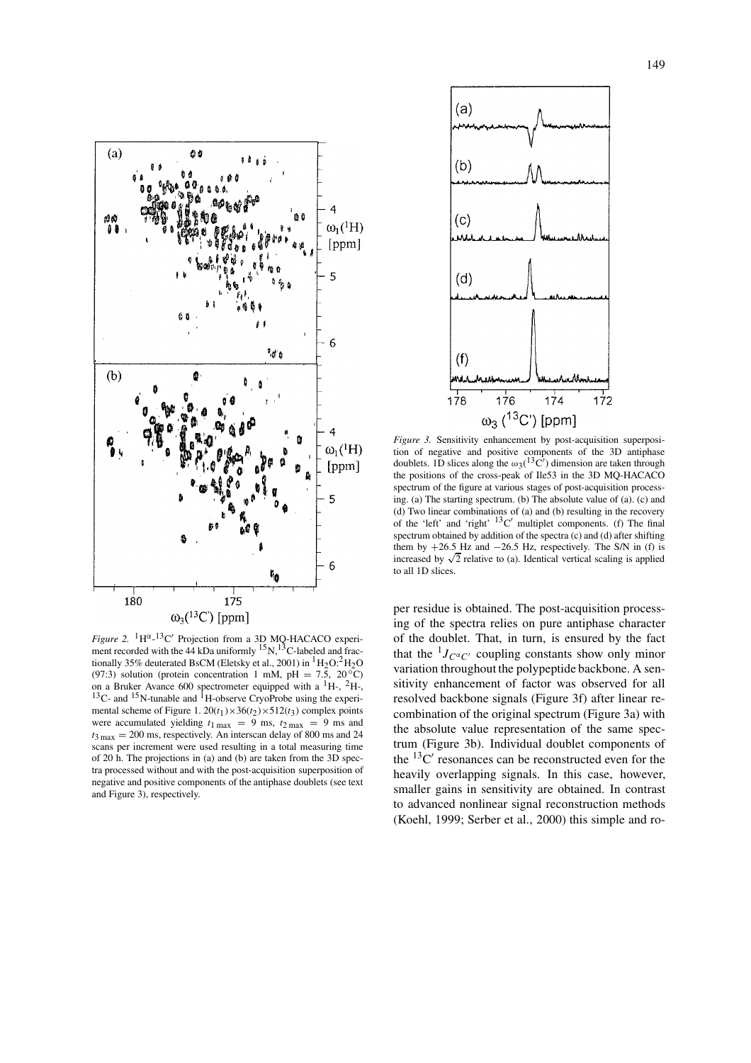*Figure 2.* $^1H^{\alpha}$-$^{13}C'$ Projection from a 3D MQ-HACACO experiment recorded with the 44 kDa uniformly $^{15}N$,$^{13}C$-labeled and fractionally 35% deuterated BsCM (Eletsky et al., 2001) in $^1H_2O$:$^2H_2O$ (97:3) solution (protein concentration 1 mM, pH = 7.5, 20 °C) on a Bruker Avance 600 spectrometer equipped with a $^1H$-, $^2H$-, $^{13}C$- and $^{15}N$-tunable and $^1H$-observe CryoProbe using the experimental scheme of Figure 1. $20(t_1) \times 36(t_2) \times 512(t_3)$ complex points were accumulated yielding $t_{1\,max}$ = 9 ms, $t_{2\,max}$ = 9 ms and $t_{3\,max}$ = 200 ms, respectively. An interscan delay of 800 ms and 24 scans per increment were used resulting in a total measuring time of 20 h. The projections in (a) and (b) are taken from the 3D spectra processed without and with the post-acquisition superposition of negative and positive components of the antiphase doublets (see text and Figure 3), respectively.

*Figure 3.* Sensitivity enhancement by post-acquisition superposition of negative and positive components of the 3D antiphase doublets. 1D slices along the $\omega_3(^{13}C')$ dimension are taken through the positions of the cross-peak of Ile53 in the 3D MQ-HACACO spectrum of the figure at various stages of post-acquisition processing. (a) The starting spectrum. (b) The absolute value of (a). (c) and (d) Two linear combinations of (a) and (b) resulting in the recovery of the 'left' and 'right' $^{13}C'$ multiplet components. (f) The final spectrum obtained by addition of the spectra (c) and (d) after shifting them by +26.5 Hz and −26.5 Hz, respectively. The S/N in (f) is increased by $\sqrt{2}$ relative to (a). Identical vertical scaling is applied to all 1D slices.

per residue is obtained. The post-acquisition processing of the spectra relies on pure antiphase character of the doublet. That, in turn, is ensured by the fact that the $^1J_{C^{\alpha}C'}$ coupling constants show only minor variation throughout the polypeptide backbone. A sensitivity enhancement of factor was observed for all resolved backbone signals (Figure 3f) after linear recombination of the original spectrum (Figure 3a) with the absolute value representation of the same spectrum (Figure 3b). Individual doublet components of the $^{13}C'$ resonances can be reconstructed even for the heavily overlapping signals. In this case, however, smaller gains in sensitivity are obtained. In contrast to advanced nonlinear signal reconstruction methods (Koehl, 1999; Serber et al., 2000) this simple and ro-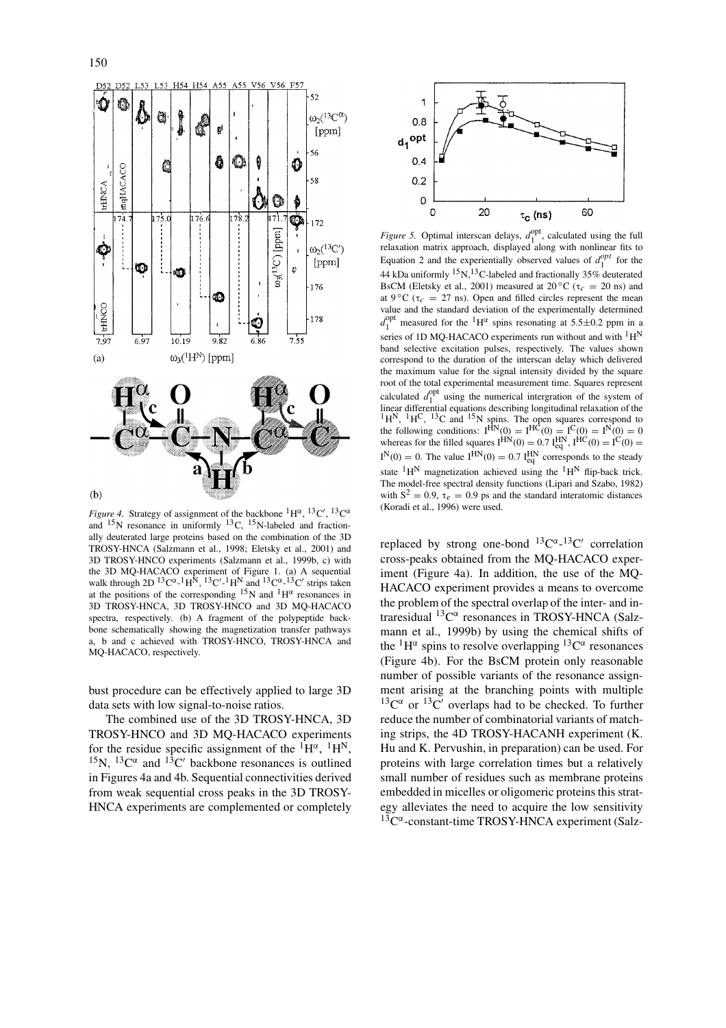*Figure 4.* Strategy of assignment of the backbone $^1H^{\alpha}$, $^{13}C'$, $^{13}C^{\alpha}$ and $^{15}N$ resonance in uniformly $^{13}C$, $^{15}N$-labeled and fractionally deuterated large proteins based on the combination of the 3D TROSY-HNCA (Salzmann et al., 1998; Eletsky et al., 2001) and 3D TROSY-HNCO experiments (Salzmann et al., 1999b, c) with the 3D MQ-HACACO experiment of Figure 1. (a) A sequential walk through 2D $^{13}C^{\alpha}$-$^1H^N$, $^{13}C'$-$^1H^N$ and $^{13}C^{\alpha}$-$^{13}C'$ strips taken at the positions of the corresponding $^{15}N$ and $^1H^{\alpha}$ resonances in 3D TROSY-HNCA, 3D TROSY-HNCO and 3D MQ-HACACO spectra, respectively. (b) A fragment of the polypeptide backbone schematically showing the magnetization transfer pathways a, b and c achieved with TROSY-HNCO, TROSY-HNCA and MQ-HACACO, respectively.

*Figure 5.* Optimal interscan delays, $d_1^{opt}$, calculated using the full relaxation matrix approach, displayed along with nonlinear fits to Equation 2 and the experientially observed values of $d_1^{opt}$ for the 44 kDa uniformly $^{15}N$,$^{13}C$-labeled and fractionally 35% deuterated BsCM (Eletsky et al., 2001) measured at 20 °C ($\tau_c$ = 20 ns) and at 9 °C ($\tau_c$ = 27 ns). Open and filled circles represent the mean value and the standard deviation of the experimentally determined $d_1^{opt}$ measured for the $^1H^{\alpha}$ spins resonating at 5.5±0.2 ppm in a series of 1D MQ-HACACO experiments run without and with $^1H^N$ band selective excitation pulses, respectively. The values shown correspond to the duration of the interscan delay which delivered the maximum value for the signal intensity divided by the square root of the total experimental measurement time. Squares represent calculated $d_1^{opt}$ using the numerical intergration of the system of linear differential equations describing longitudinal relaxation of the $^1H^N$, $^1H^C$, $^{13}C$ and $^{15}N$ spins. The open squares correspond to the following conditions: $I^{HN}(0) = I^{HC}(0) = I^C(0) = I^N(0) = 0$ whereas for the filled squares $I^{HN}(0) = 0.7\, I^{HN}_{eq}$, $I^{HC}(0) = I^C(0) = I^N(0) = 0$. The value $I^{HN}(0) = 0.7\, I^{HN}_{eq}$ corresponds to the steady state $^1H^N$ magnetization achieved using the $^1H^N$ flip-back trick. The model-free spectral density functions (Lipari and Szabo, 1982) with $S^2 = 0.9$, $\tau_e = 0.9$ ps and the standard interatomic distances (Koradi et al., 1996) were used.

bust procedure can be effectively applied to large 3D data sets with low signal-to-noise ratios.

The combined use of the 3D TROSY-HNCA, 3D TROSY-HNCO and 3D MQ-HACACO experiments for the residue specific assignment of the $^1H^{\alpha}$, $^1H^N$, $^{15}N$, $^{13}C^{\alpha}$ and $^{13}C'$ backbone resonances is outlined in Figures 4a and 4b. Sequential connectivities derived from weak sequential cross peaks in the 3D TROSY-HNCA experiments are complemented or completely replaced by strong one-bond $^{13}C^{\alpha}$-$^{13}C'$ correlation cross-peaks obtained from the MQ-HACACO experiment (Figure 4a). In addition, the use of the MQ-HACACO experiment provides a means to overcome the problem of the spectral overlap of the inter- and intraresidual $^{13}C^{\alpha}$ resonances in TROSY-HNCA (Salzmann et al., 1999b) by using the chemical shifts of the $^1H^{\alpha}$ spins to resolve overlapping $^{13}C^{\alpha}$ resonances (Figure 4b). For the BsCM protein only reasonable number of possible variants of the resonance assignment arising at the branching points with multiple $^{13}C^{\alpha}$ or $^{13}C'$ overlaps had to be checked. To further reduce the number of combinatorial variants of matching strips, the 4D TROSY-HACANH experiment (K. Hu and K. Pervushin, in preparation) can be used. For proteins with large correlation times but a relatively small number of residues such as membrane proteins embedded in micelles or oligomeric proteins this strategy alleviates the need to acquire the low sensitivity $^{13}C^{\alpha}$-constant-time TROSY-HNCA experiment (Salz-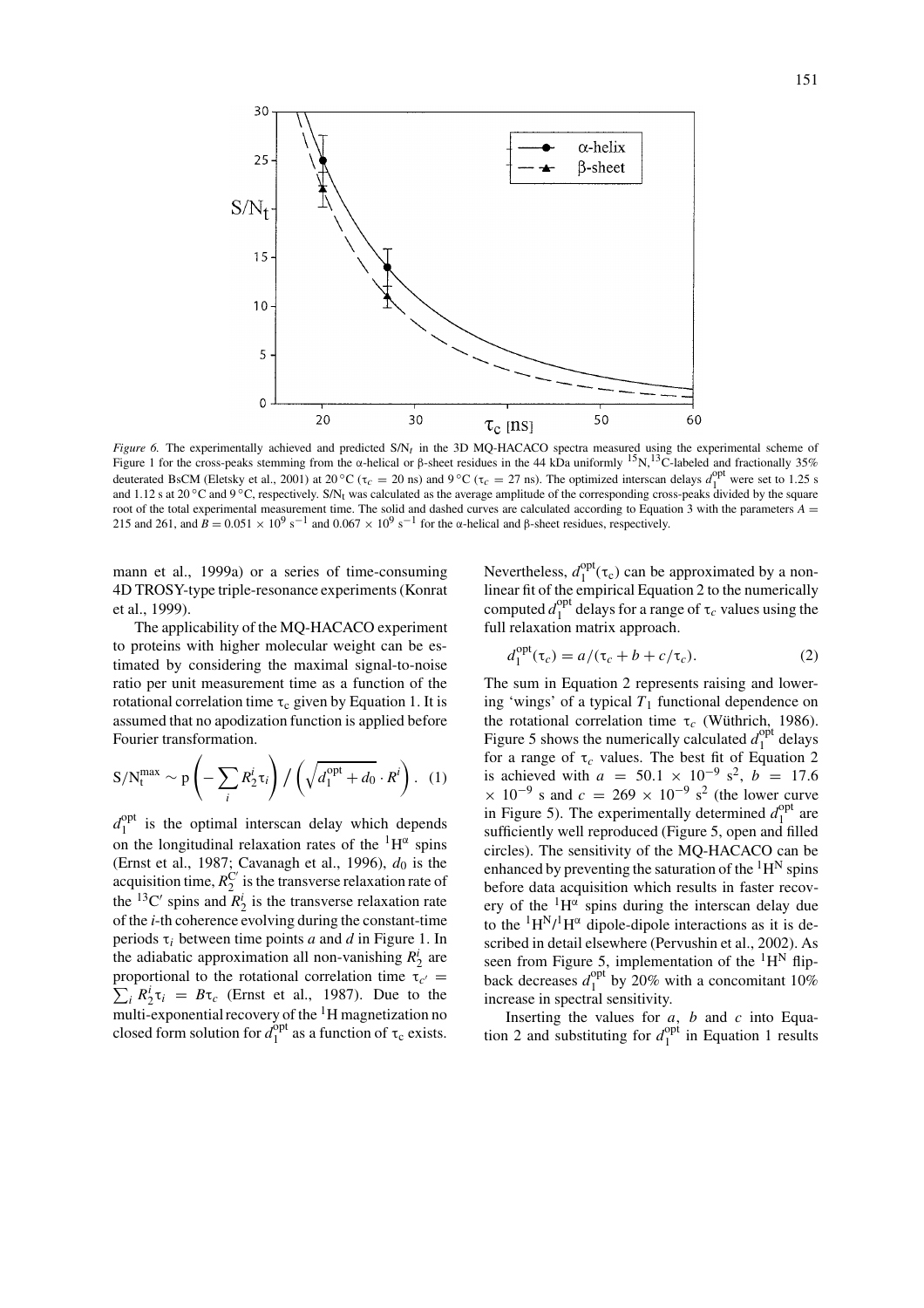*Figure 6.* The experimentally achieved and predicted S/N$_t$ in the 3D MQ-HACACO spectra measured using the experimental scheme of Figure 1 for the cross-peaks stemming from the α-helical or β-sheet residues in the 44 kDa uniformly $^{15}$N,$^{13}$C-labeled and fractionally 35% deuterated BsCM (Eletsky et al., 2001) at 20 °C ($\tau_c$ = 20 ns) and 9 °C ($\tau_c$ = 27 ns). The optimized interscan delays $d_1^{opt}$ were set to 1.25 s and 1.12 s at 20 °C and 9 °C, respectively. S/N$_t$ was calculated as the average amplitude of the corresponding cross-peaks divided by the square root of the total experimental measurement time. The solid and dashed curves are calculated according to Equation 3 with the parameters $A$ = 215 and 261, and $B = 0.051 \times 10^9$ s$^{-1}$ and $0.067 \times 10^9$ s$^{-1}$ for the α-helical and β-sheet residues, respectively.

mann et al., 1999a) or a series of time-consuming 4D TROSY-type triple-resonance experiments (Konrat et al., 1999).

The applicability of the MQ-HACACO experiment to proteins with higher molecular weight can be estimated by considering the maximal signal-to-noise ratio per unit measurement time as a function of the rotational correlation time $\tau_c$ given by Equation 1. It is assumed that no apodization function is applied before Fourier transformation.

$$\mathrm{S/N_t^{max}} \sim \mathrm{p}\left(-\sum_i R_2^i \tau_i\right) \Big/ \left(\sqrt{d_1^{opt} + d_0} \cdot R^i\right). \quad (1)$$

$d_1^{opt}$ is the optimal interscan delay which depends on the longitudinal relaxation rates of the $^1$H$^\alpha$ spins (Ernst et al., 1987; Cavanagh et al., 1996), $d_0$ is the acquisition time, $R_2^{C'}$ is the transverse relaxation rate of the $^{13}$C′ spins and $R_2^i$ is the transverse relaxation rate of the $i$-th coherence evolving during the constant-time periods $\tau_i$ between time points $a$ and $d$ in Figure 1. In the adiabatic approximation all non-vanishing $R_2^i$ are proportional to the rotational correlation time $\tau_{c'} = \sum_i R_2^i \tau_i = B\tau_c$ (Ernst et al., 1987). Due to the multi-exponential recovery of the $^1$H magnetization no closed form solution for $d_1^{opt}$ as a function of $\tau_c$ exists.

Nevertheless, $d_1^{opt}(\tau_c)$ can be approximated by a non-linear fit of the empirical Equation 2 to the numerically computed $d_1^{opt}$ delays for a range of $\tau_c$ values using the full relaxation matrix approach.

$$d_1^{opt}(\tau_c) = a/(\tau_c + b + c/\tau_c). \quad (2)$$

The sum in Equation 2 represents raising and lowering 'wings' of a typical $T_1$ functional dependence on the rotational correlation time $\tau_c$ (Wüthrich, 1986). Figure 5 shows the numerically calculated $d_1^{opt}$ delays for a range of $\tau_c$ values. The best fit of Equation 2 is achieved with $a = 50.1 \times 10^{-9}$ s$^2$, $b = 17.6 \times 10^{-9}$ s and $c = 269 \times 10^{-9}$ s$^2$ (the lower curve in Figure 5). The experimentally determined $d_1^{opt}$ are sufficiently well reproduced (Figure 5, open and filled circles). The sensitivity of the MQ-HACACO can be enhanced by preventing the saturation of the $^1$H$^N$ spins before data acquisition which results in faster recovery of the $^1$H$^\alpha$ spins during the interscan delay due to the $^1$H$^N$/$^1$H$^\alpha$ dipole-dipole interactions as it is described in detail elsewhere (Pervushin et al., 2002). As seen from Figure 5, implementation of the $^1$H$^N$ flip-back decreases $d_1^{opt}$ by 20% with a concomitant 10% increase in spectral sensitivity.

Inserting the values for $a$, $b$ and $c$ into Equation 2 and substituting for $d_1^{opt}$ in Equation 1 results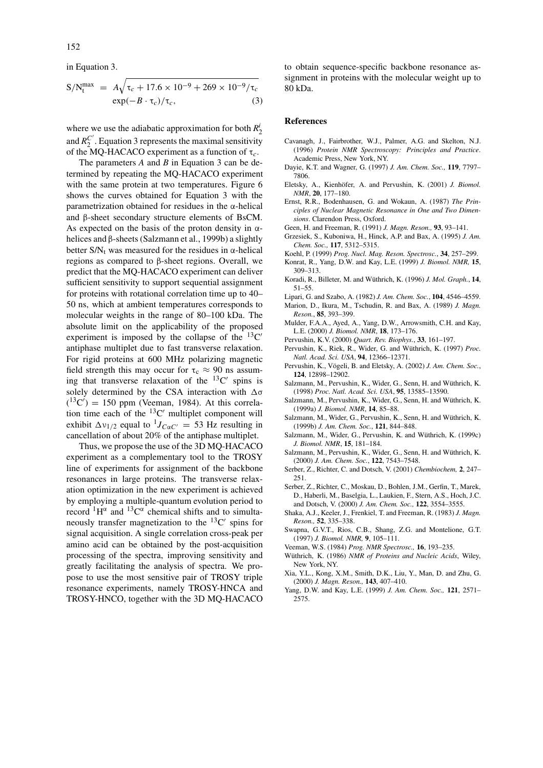in Equation 3.

$$S/N_t^{max} = A\sqrt{\tau_c + 17.6 \times 10^{-9} + 269 \times 10^{-9}/\tau_c} \\ \exp(-B \cdot \tau_c)/\tau_c, \quad (3)$$

where we use the adiabatic approximation for both $R_2^i$ and $R_2^{C'}$. Equation 3 represents the maximal sensitivity of the MQ-HACACO experiment as a function of $\tau_c$.

The parameters $A$ and $B$ in Equation 3 can be determined by repeating the MQ-HACACO experiment with the same protein at two temperatures. Figure 6 shows the curves obtained for Equation 3 with the parametrization obtained for residues in the α-helical and β-sheet secondary structure elements of BsCM. As expected on the basis of the proton density in α-helices and β-sheets (Salzmann et al., 1999b) a slightly better $S/N_t$ was measured for the residues in α-helical regions as compared to β-sheet regions. Overall, we predict that the MQ-HACACO experiment can deliver sufficient sensitivity to support sequential assignment for proteins with rotational correlation time up to 40–50 ns, which at ambient temperatures corresponds to molecular weights in the range of 80–100 kDa. The absolute limit on the applicability of the proposed experiment is imposed by the collapse of the $^{13}C'$ antiphase multiplet due to fast transverse relaxation. For rigid proteins at 600 MHz polarizing magnetic field strength this may occur for $\tau_c \approx 90$ ns assuming that transverse relaxation of the $^{13}C'$ spins is solely determined by the CSA interaction with $\Delta\sigma$ $(^{13}C') = 150$ ppm (Veeman, 1984). At this correlation time each of the $^{13}C'$ multiplet component will exhibit $\Delta\nu_{1/2}$ equal to $^1J_{C\alpha C'} = 53$ Hz resulting in cancellation of about 20% of the antiphase multiplet.

Thus, we propose the use of the 3D MQ-HACACO experiment as a complementary tool to the TROSY line of experiments for assignment of the backbone resonances in large proteins. The transverse relaxation optimization in the new experiment is achieved by employing a multiple-quantum evolution period to record $^1H^\alpha$ and $^{13}C^\alpha$ chemical shifts and to simultaneously transfer magnetization to the $^{13}C'$ spins for signal acquisition. A single correlation cross-peak per amino acid can be obtained by the post-acquisition processing of the spectra, improving sensitivity and greatly facilitating the analysis of spectra. We propose to use the most sensitive pair of TROSY triple resonance experiments, namely TROSY-HNCA and TROSY-HNCO, together with the 3D MQ-HACACO to obtain sequence-specific backbone resonance assignment in proteins with the molecular weight up to 80 kDa.

## References

Cavanagh, J., Fairbrother, W.J., Palmer, A.G. and Skelton, N.J. (1996) *Protein NMR Spectroscopy: Principles and Practice*. Academic Press, New York, NY.

Dayie, K.T. and Wagner, G. (1997) *J. Am. Chem. Soc.,* **119**, 7797–7806.

Eletsky, A., Kienhöfer, A. and Pervushin, K. (2001) *J. Biomol. NMR*, **20**, 177–180.

Ernst, R.R., Bodenhausen, G. and Wokaun, A. (1987) *The Principles of Nuclear Magnetic Resonance in One and Two Dimensions*. Clarendon Press, Oxford.

Geen, H. and Freeman, R. (1991) *J. Magn. Reson.,* **93**, 93–141.

Grzesiek, S., Kuboniwa, H., Hinck, A.P. and Bax, A. (1995) *J. Am. Chem. Soc.,* **117**, 5312–5315.

Koehl, P. (1999) *Prog. Nucl. Mag. Reson. Spectrosc.*, **34**, 257–299.

Konrat, R., Yang, D.W. and Kay, L.E. (1999) *J. Biomol. NMR,* **15**, 309–313.

Koradi, R., Billeter, M. and Wüthrich, K. (1996) *J. Mol. Graph.*, **14**, 51–55.

Lipari, G. and Szabo, A. (1982) *J. Am. Chem. Soc.*, **104**, 4546–4559.

Marion, D., Ikura, M., Tschudin, R. and Bax, A. (1989) *J. Magn. Reson.*, **85**, 393–399.

Mulder, F.A.A., Ayed, A., Yang, D.W., Arrowsmith, C.H. and Kay, L.E. (2000) *J. Biomol. NMR*, **18**, 173–176.

Pervushin, K.V. (2000) *Quart. Rev. Biophys.*, **33**, 161–197.

Pervushin, K., Riek, R., Wider, G. and Wüthrich, K. (1997) *Proc. Natl. Acad. Sci. USA*, **94**, 12366–12371.

Pervushin, K., Vögeli, B. and Eletsky, A. (2002) *J. Am. Chem. Soc.*, **124**, 12898–12902.

Salzmann, M., Pervushin, K., Wider, G., Senn, H. and Wüthrich, K. (1998) *Proc. Natl. Acad. Sci. USA*, **95**, 13585–13590.

Salzmann, M., Pervushin, K., Wider, G., Senn, H. and Wüthrich, K. (1999a) *J. Biomol. NMR*, **14**, 85–88.

Salzmann, M., Wider, G., Pervushin, K., Senn, H. and Wüthrich, K. (1999b) *J. Am. Chem. Soc.*, **121**, 844–848.

Salzmann, M., Wider, G., Pervushin, K. and Wüthrich, K. (1999c) *J. Biomol. NMR*, **15**, 181–184.

Salzmann, M., Pervushin, K., Wider, G., Senn, H. and Wüthrich, K. (2000) *J. Am. Chem. Soc.*, **122**, 7543–7548.

Serber, Z., Richter, C. and Dotsch, V. (2001) *Chembiochem,* **2**, 247–251.

Serber, Z., Richter, C., Moskau, D., Bohlen, J.M., Gerfin, T., Marek, D., Haberli, M., Baselgia, L., Laukien, F., Stern, A.S., Hoch, J.C. and Dotsch, V. (2000) *J. Am. Chem. Soc.,* **122**, 3554–3555.

Shaka, A.J., Keeler, J., Frenkiel, T. and Freeman, R. (1983) *J. Magn. Reson.,* **52**, 335–338.

Swapna, G.V.T., Rios, C.B., Shang, Z.G. and Montelione, G.T. (1997) *J. Biomol. NMR,* **9**, 105–111.

Veeman, W.S. (1984) *Prog. NMR Spectrosc.,* **16**, 193–235.

Wüthrich, K. (1986) *NMR of Proteins and Nucleic Acids*, Wiley, New York, NY.

Xia, Y.L., Kong, X.M., Smith, D.K., Liu, Y., Man, D. and Zhu, G. (2000) *J. Magn. Reson.,* **143**, 407–410.

Yang, D.W. and Kay, L.E. (1999) *J. Am. Chem. Soc.,* **121**, 2571–2575.